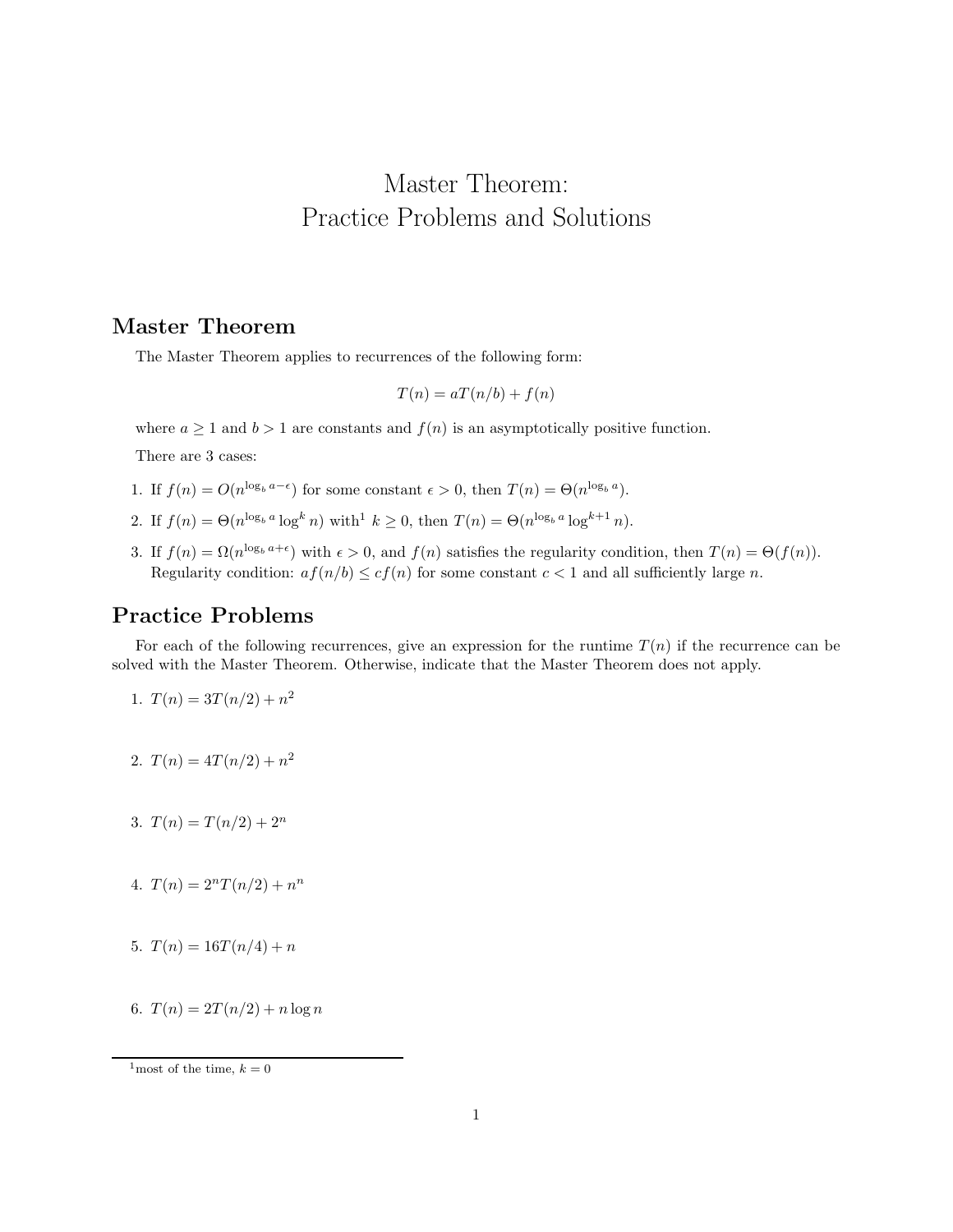# Master Theorem: Practice Problems and Solutions

## Master Theorem

The Master Theorem applies to recurrences of the following form:

$$T(n) = aT(n/b) + f(n)$$

where $a \geq 1$ and $b > 1$ are constants and $f(n)$ is an asymptotically positive function.

There are 3 cases:

1. If $f(n) = O(n^{\log_b a - \epsilon})$ for some constant $\epsilon > 0$, then $T(n) = \Theta(n^{\log_b a})$.
2. If $f(n) = \Theta(n^{\log_b a} \log^k n)$ with[1] $k \geq 0$, then $T(n) = \Theta(n^{\log_b a} \log^{k+1} n)$.
3. If $f(n) = \Omega(n^{\log_b a + \epsilon})$ with $\epsilon > 0$, and $f(n)$ satisfies the regularity condition, then $T(n) = \Theta(f(n))$. Regularity condition: $af(n/b) \leq cf(n)$ for some constant $c < 1$ and all sufficiently large $n$.

## Practice Problems

For each of the following recurrences, give an expression for the runtime $T(n)$ if the recurrence can be solved with the Master Theorem. Otherwise, indicate that the Master Theorem does not apply.

1. $T(n) = 3T(n/2) + n^2$
2. $T(n) = 4T(n/2) + n^2$
3. $T(n) = T(n/2) + 2^n$
4. $T(n) = 2^n T(n/2) + n^n$
5. $T(n) = 16T(n/4) + n$
6. $T(n) = 2T(n/2) + n \log n$

[1] most of the time, $k = 0$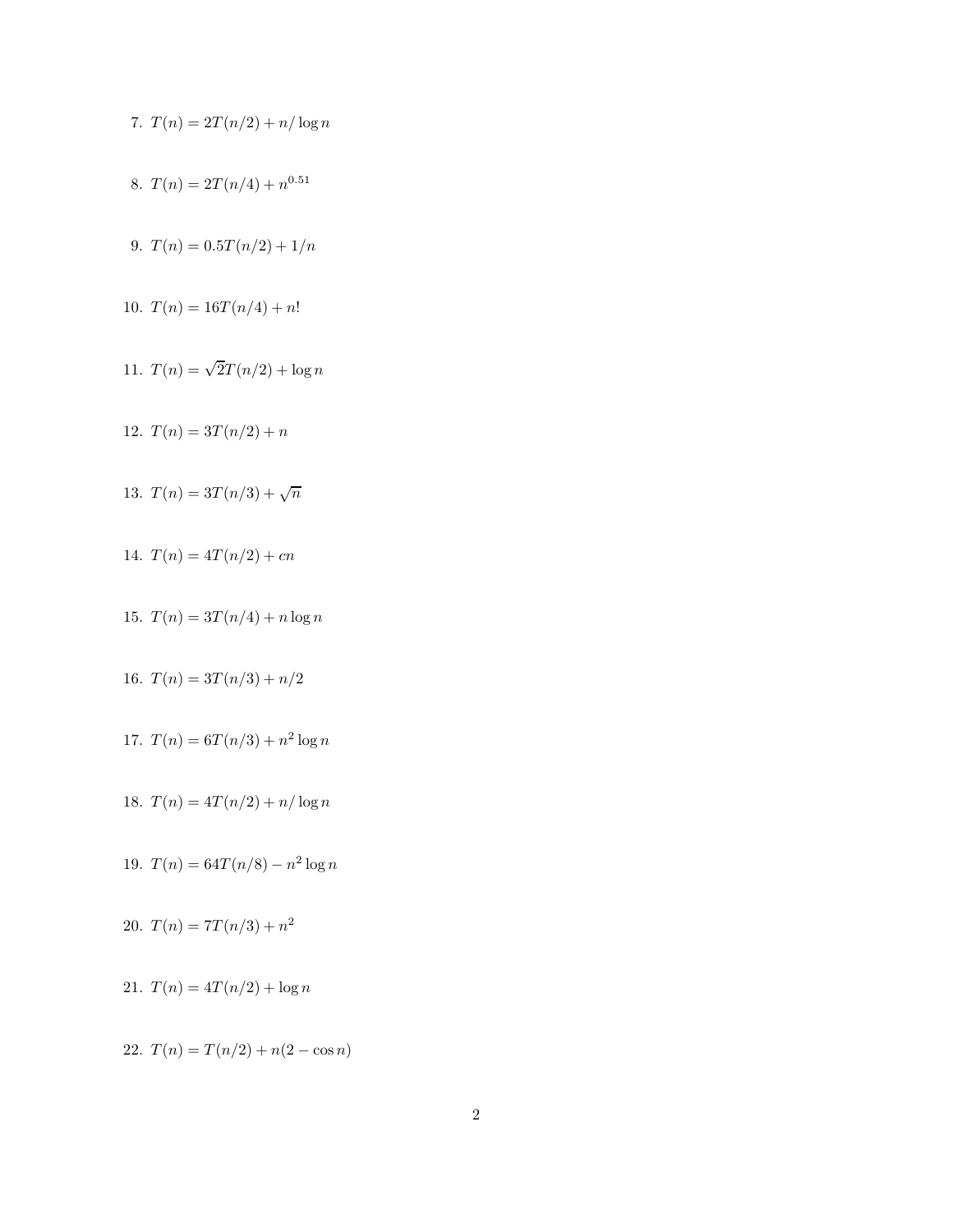7. $T(n) = 2T(n/2) + n/\log n$

8. $T(n) = 2T(n/4) + n^{0.51}$

9. $T(n) = 0.5T(n/2) + 1/n$

10. $T(n) = 16T(n/4) + n!$

11. $T(n) = \sqrt{2}T(n/2) + \log n$

12. $T(n) = 3T(n/2) + n$

13. $T(n) = 3T(n/3) + \sqrt{n}$

14. $T(n) = 4T(n/2) + cn$

15. $T(n) = 3T(n/4) + n \log n$

16. $T(n) = 3T(n/3) + n/2$

17. $T(n) = 6T(n/3) + n^2 \log n$

18. $T(n) = 4T(n/2) + n/\log n$

19. $T(n) = 64T(n/8) - n^2 \log n$

20. $T(n) = 7T(n/3) + n^2$

21. $T(n) = 4T(n/2) + \log n$

22. $T(n) = T(n/2) + n(2 - \cos n)$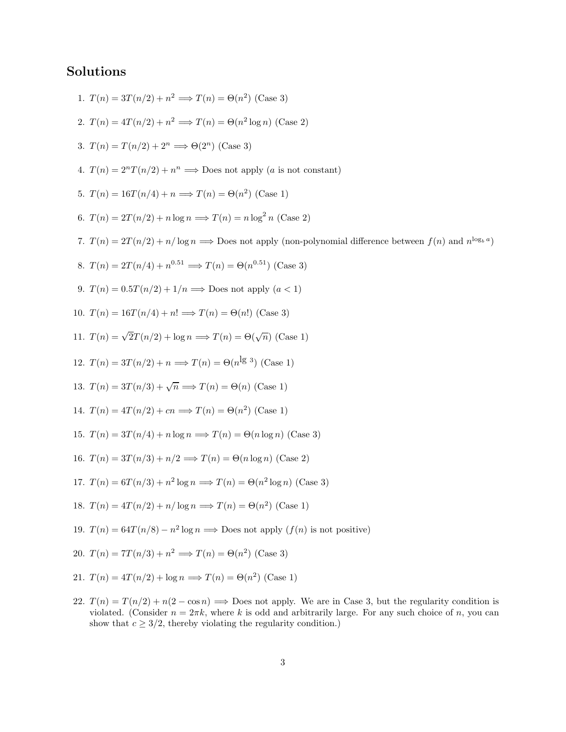## Solutions

1. $T(n) = 3T(n/2) + n^2 \implies T(n) = \Theta(n^2)$ (Case 3)

2. $T(n) = 4T(n/2) + n^2 \implies T(n) = \Theta(n^2 \log n)$ (Case 2)

3. $T(n) = T(n/2) + 2^n \implies \Theta(2^n)$ (Case 3)

4. $T(n) = 2^n T(n/2) + n^n \implies$ Does not apply ($a$ is not constant)

5. $T(n) = 16T(n/4) + n \implies T(n) = \Theta(n^2)$ (Case 1)

6. $T(n) = 2T(n/2) + n \log n \implies T(n) = n \log^2 n$ (Case 2)

7. $T(n) = 2T(n/2) + n/\log n \implies$ Does not apply (non-polynomial difference between $f(n)$ and $n^{\log_b a}$)

8. $T(n) = 2T(n/4) + n^{0.51} \implies T(n) = \Theta(n^{0.51})$ (Case 3)

9. $T(n) = 0.5T(n/2) + 1/n \implies$ Does not apply ($a < 1$)

10. $T(n) = 16T(n/4) + n! \implies T(n) = \Theta(n!)$ (Case 3)

11. $T(n) = \sqrt{2}T(n/2) + \log n \implies T(n) = \Theta(\sqrt{n})$ (Case 1)

12. $T(n) = 3T(n/2) + n \implies T(n) = \Theta(n^{\lg 3})$ (Case 1)

13. $T(n) = 3T(n/3) + \sqrt{n} \implies T(n) = \Theta(n)$ (Case 1)

14. $T(n) = 4T(n/2) + cn \implies T(n) = \Theta(n^2)$ (Case 1)

15. $T(n) = 3T(n/4) + n \log n \implies T(n) = \Theta(n \log n)$ (Case 3)

16. $T(n) = 3T(n/3) + n/2 \implies T(n) = \Theta(n \log n)$ (Case 2)

17. $T(n) = 6T(n/3) + n^2 \log n \implies T(n) = \Theta(n^2 \log n)$ (Case 3)

18. $T(n) = 4T(n/2) + n/\log n \implies T(n) = \Theta(n^2)$ (Case 1)

19. $T(n) = 64T(n/8) - n^2 \log n \implies$ Does not apply ($f(n)$ is not positive)

20. $T(n) = 7T(n/3) + n^2 \implies T(n) = \Theta(n^2)$ (Case 3)

21. $T(n) = 4T(n/2) + \log n \implies T(n) = \Theta(n^2)$ (Case 1)

22. $T(n) = T(n/2) + n(2 - \cos n) \implies$ Does not apply. We are in Case 3, but the regularity condition is violated. (Consider $n = 2\pi k$, where $k$ is odd and arbitrarily large. For any such choice of $n$, you can show that $c \geq 3/2$, thereby violating the regularity condition.)